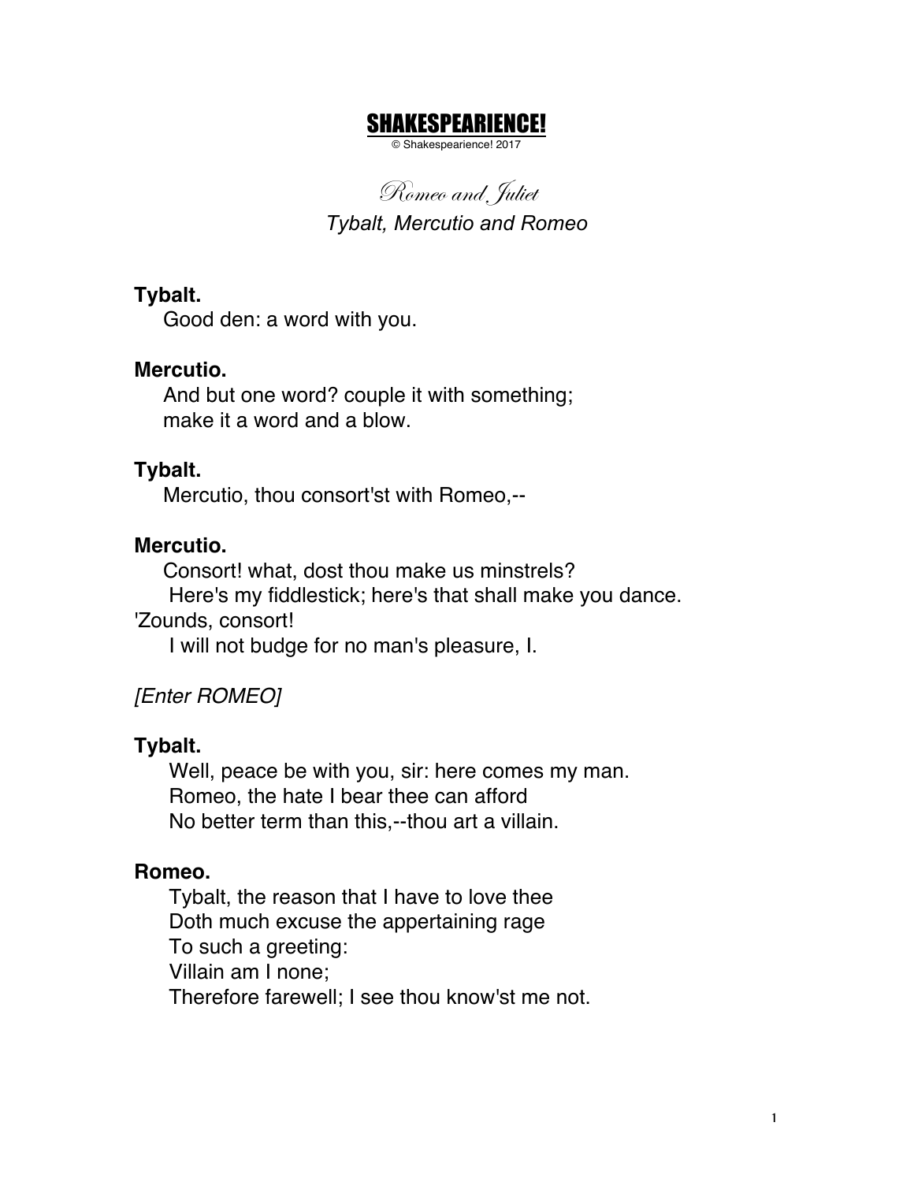# SHAKESPEARIENCE!

© Shakespearience! 2017

## *Romeo and Juliet*

### *Tybalt, Mercutio and Romeo*

**Tybalt.**
Good den: a word with you.

**Mercutio.**
And but one word? couple it with something;
make it a word and a blow.

**Tybalt.**
Mercutio, thou consort'st with Romeo,--

**Mercutio.**
Consort! what, dost thou make us minstrels?
Here's my fiddlestick; here's that shall make you dance.
'Zounds, consort!
I will not budge for no man's pleasure, I.

*[Enter ROMEO]*

**Tybalt.**
Well, peace be with you, sir: here comes my man.
Romeo, the hate I bear thee can afford
No better term than this,--thou art a villain.

**Romeo.**
Tybalt, the reason that I have to love thee
Doth much excuse the appertaining rage
To such a greeting:
Villain am I none;
Therefore farewell; I see thou know'st me not.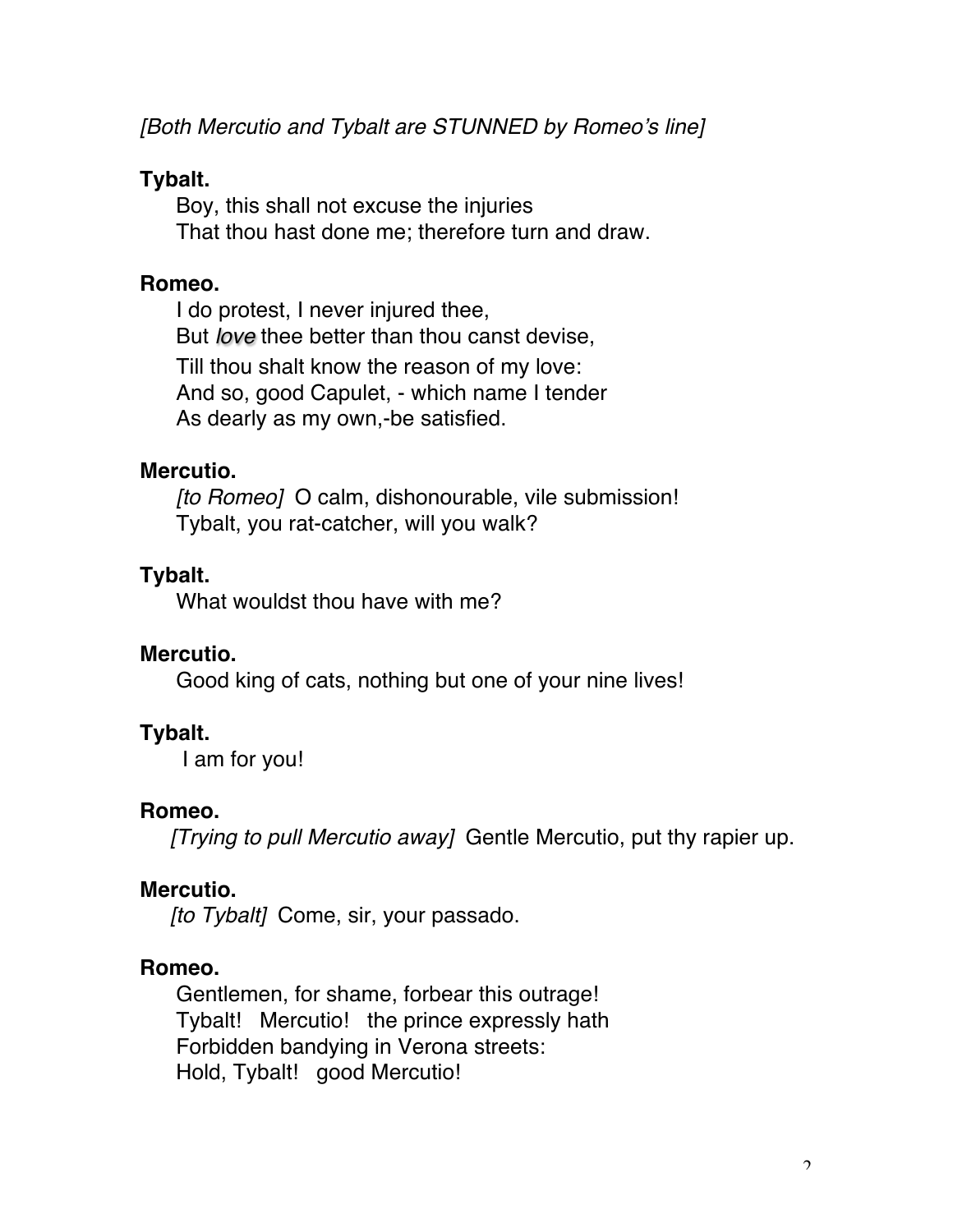*[Both Mercutio and Tybalt are STUNNED by Romeo's line]*

**Tybalt.**
Boy, this shall not excuse the injuries
That thou hast done me; therefore turn and draw.

**Romeo.**
I do protest, I never injured thee,
But *love* thee better than thou canst devise,
Till thou shalt know the reason of my love:
And so, good Capulet, - which name I tender
As dearly as my own,-be satisfied.

**Mercutio.**
*[to Romeo]* O calm, dishonourable, vile submission!
Tybalt, you rat-catcher, will you walk?

**Tybalt.**
What wouldst thou have with me?

**Mercutio.**
Good king of cats, nothing but one of your nine lives!

**Tybalt.**
I am for you!

**Romeo.**
*[Trying to pull Mercutio away]* Gentle Mercutio, put thy rapier up.

**Mercutio.**
*[to Tybalt]* Come, sir, your passado.

**Romeo.**
Gentlemen, for shame, forbear this outrage!
Tybalt! Mercutio! the prince expressly hath
Forbidden bandying in Verona streets:
Hold, Tybalt! good Mercutio!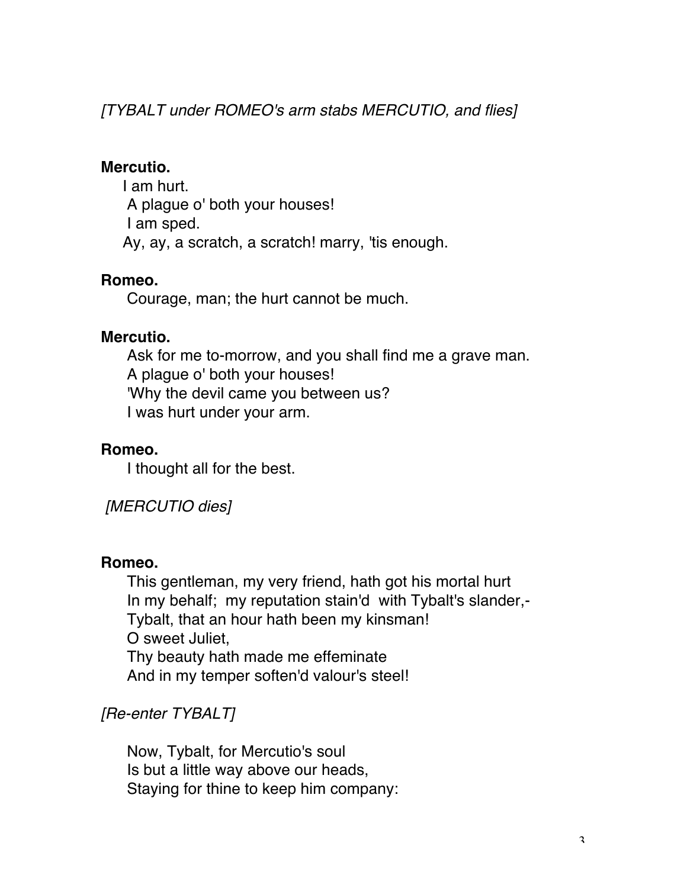*[TYBALT under ROMEO's arm stabs MERCUTIO, and flies]*

**Mercutio.**

I am hurt.
A plague o' both your houses!
I am sped.
Ay, ay, a scratch, a scratch! marry, 'tis enough.

**Romeo.**

Courage, man; the hurt cannot be much.

**Mercutio.**

Ask for me to-morrow, and you shall find me a grave man.
A plague o' both your houses!
'Why the devil came you between us?
I was hurt under your arm.

**Romeo.**

I thought all for the best.

*[MERCUTIO dies]*

**Romeo.**

This gentleman, my very friend, hath got his mortal hurt
In my behalf; my reputation stain'd with Tybalt's slander,-
Tybalt, that an hour hath been my kinsman!
O sweet Juliet,
Thy beauty hath made me effeminate
And in my temper soften'd valour's steel!

*[Re-enter TYBALT]*

Now, Tybalt, for Mercutio's soul
Is but a little way above our heads,
Staying for thine to keep him company: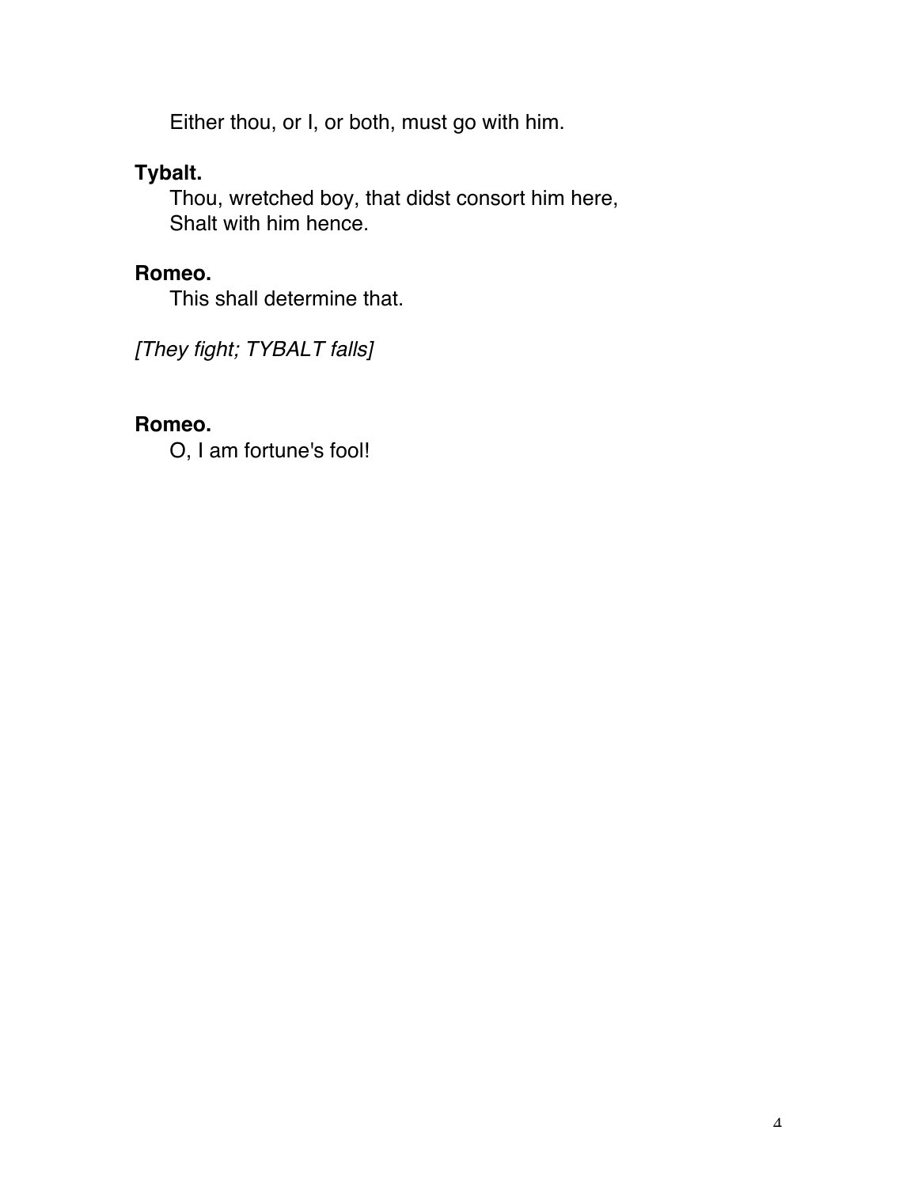Either thou, or I, or both, must go with him.

**Tybalt.**
Thou, wretched boy, that didst consort him here,
Shalt with him hence.

**Romeo.**
This shall determine that.

*[They fight; TYBALT falls]*

**Romeo.**
O, I am fortune's fool!